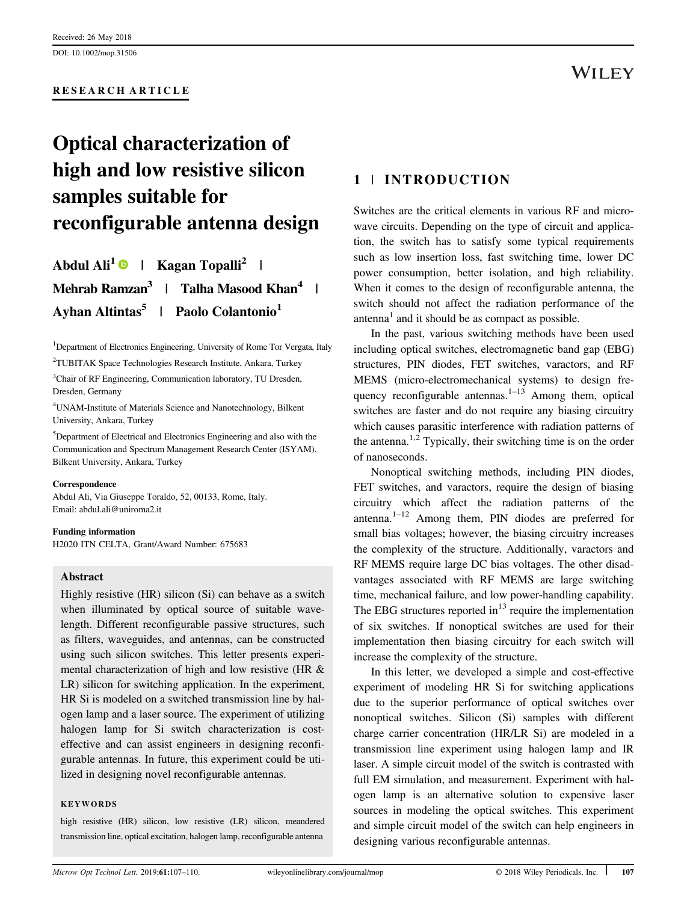Received: 26 May 2018

DOI: 10.1002/mop.31506

RESEARCH ARTICLE

# Optical characterization of high and low resistive silicon samples suitable for reconfigurable antenna design

**Abdul Ali[1] | Kagan Topalli[2] | Mehrab Ramzan[3] | Talha Masood Khan[4] | Ayhan Altintas[5] | Paolo Colantonio[1]**

[1]Department of Electronics Engineering, University of Rome Tor Vergata, Italy

[2]TUBITAK Space Technologies Research Institute, Ankara, Turkey

[3]Chair of RF Engineering, Communication laboratory, TU Dresden, Dresden, Germany

[4]UNAM-Institute of Materials Science and Nanotechnology, Bilkent University, Ankara, Turkey

[5]Department of Electrical and Electronics Engineering and also with the Communication and Spectrum Management Research Center (ISYAM), Bilkent University, Ankara, Turkey

**Correspondence**
Abdul Ali, Via Giuseppe Toraldo, 52, 00133, Rome, Italy.
Email: abdul.ali@uniroma2.it

**Funding information**
H2020 ITN CELTA, Grant/Award Number: 675683

### Abstract

Highly resistive (HR) silicon (Si) can behave as a switch when illuminated by optical source of suitable wavelength. Different reconfigurable passive structures, such as filters, waveguides, and antennas, can be constructed using such silicon switches. This letter presents experimental characterization of high and low resistive (HR & LR) silicon for switching application. In the experiment, HR Si is modeled on a switched transmission line by halogen lamp and a laser source. The experiment of utilizing halogen lamp for Si switch characterization is cost-effective and can assist engineers in designing reconfigurable antennas. In future, this experiment could be utilized in designing novel reconfigurable antennas.

**KEYWORDS**

high resistive (HR) silicon, low resistive (LR) silicon, meandered transmission line, optical excitation, halogen lamp, reconfigurable antenna

## 1 | INTRODUCTION

Switches are the critical elements in various RF and microwave circuits. Depending on the type of circuit and application, the switch has to satisfy some typical requirements such as low insertion loss, fast switching time, lower DC power consumption, better isolation, and high reliability. When it comes to the design of reconfigurable antenna, the switch should not affect the radiation performance of the antenna[1] and it should be as compact as possible.

In the past, various switching methods have been used including optical switches, electromagnetic band gap (EBG) structures, PIN diodes, FET switches, varactors, and RF MEMS (micro-electromechanical systems) to design frequency reconfigurable antennas.[1–13] Among them, optical switches are faster and do not require any biasing circuitry which causes parasitic interference with radiation patterns of the antenna.[1,2] Typically, their switching time is on the order of nanoseconds.

Nonoptical switching methods, including PIN diodes, FET switches, and varactors, require the design of biasing circuitry which affect the radiation patterns of the antenna.[1–12] Among them, PIN diodes are preferred for small bias voltages; however, the biasing circuitry increases the complexity of the structure. Additionally, varactors and RF MEMS require large DC bias voltages. The other disadvantages associated with RF MEMS are large switching time, mechanical failure, and low power-handling capability. The EBG structures reported in[13] require the implementation of six switches. If nonoptical switches are used for their implementation then biasing circuitry for each switch will increase the complexity of the structure.

In this letter, we developed a simple and cost-effective experiment of modeling HR Si for switching applications due to the superior performance of optical switches over nonoptical switches. Silicon (Si) samples with different charge carrier concentration (HR/LR Si) are modeled in a transmission line experiment using halogen lamp and IR laser. A simple circuit model of the switch is contrasted with full EM simulation, and measurement. Experiment with halogen lamp is an alternative solution to expensive laser sources in modeling the optical switches. This experiment and simple circuit model of the switch can help engineers in designing various reconfigurable antennas.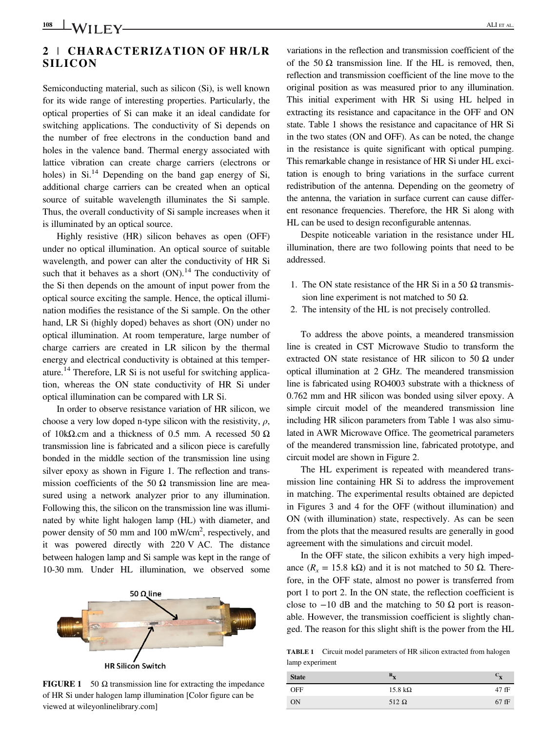## 2 | CHARACTERIZATION OF HR/LR SILICON

Semiconducting material, such as silicon (Si), is well known for its wide range of interesting properties. Particularly, the optical properties of Si can make it an ideal candidate for switching applications. The conductivity of Si depends on the number of free electrons in the conduction band and holes in the valence band. Thermal energy associated with lattice vibration can create charge carriers (electrons or holes) in Si.[14] Depending on the band gap energy of Si, additional charge carriers can be created when an optical source of suitable wavelength illuminates the Si sample. Thus, the overall conductivity of Si sample increases when it is illuminated by an optical source.

Highly resistive (HR) silicon behaves as open (OFF) under no optical illumination. An optical source of suitable wavelength, and power can alter the conductivity of HR Si such that it behaves as a short (ON).[14] The conductivity of the Si then depends on the amount of input power from the optical source exciting the sample. Hence, the optical illumination modifies the resistance of the Si sample. On the other hand, LR Si (highly doped) behaves as short (ON) under no optical illumination. At room temperature, large number of charge carriers are created in LR silicon by the thermal energy and electrical conductivity is obtained at this temperature.[14] Therefore, LR Si is not useful for switching application, whereas the ON state conductivity of HR Si under optical illumination can be compared with LR Si.

In order to observe resistance variation of HR silicon, we choose a very low doped n-type silicon with the resistivity, $\rho$, of 10kΩ.cm and a thickness of 0.5 mm. A recessed 50 Ω transmission line is fabricated and a silicon piece is carefully bonded in the middle section of the transmission line using silver epoxy as shown in Figure 1. The reflection and transmission coefficients of the 50 Ω transmission line are measured using a network analyzer prior to any illumination. Following this, the silicon on the transmission line was illuminated by white light halogen lamp (HL) with diameter, and power density of 50 mm and 100 mW/cm$^2$, respectively, and it was powered directly with 220 V AC. The distance between halogen lamp and Si sample was kept in the range of 10-30 mm. Under HL illumination, we observed some variations in the reflection and transmission coefficient of the of the 50 Ω transmission line. If the HL is removed, then, reflection and transmission coefficient of the line move to the original position as was measured prior to any illumination. This initial experiment with HR Si using HL helped in extracting its resistance and capacitance in the OFF and ON state. Table 1 shows the resistance and capacitance of HR Si in the two states (ON and OFF). As can be noted, the change in the resistance is quite significant with optical pumping. This remarkable change in resistance of HR Si under HL excitation is enough to bring variations in the surface current redistribution of the antenna. Depending on the geometry of the antenna, the variation in surface current can cause different resonance frequencies. Therefore, the HR Si along with HL can be used to design reconfigurable antennas.

50 Ω line

HR Silicon Switch

**FIGURE 1** 50 Ω transmission line for extracting the impedance of HR Si under halogen lamp illumination [Color figure can be viewed at wileyonlinelibrary.com]

Despite noticeable variation in the resistance under HL illumination, there are two following points that need to be addressed.

1. The ON state resistance of the HR Si in a 50 Ω transmission line experiment is not matched to 50 Ω.
2. The intensity of the HL is not precisely controlled.

To address the above points, a meandered transmission line is created in CST Microwave Studio to transform the extracted ON state resistance of HR silicon to 50 Ω under optical illumination at 2 GHz. The meandered transmission line is fabricated using RO4003 substrate with a thickness of 0.762 mm and HR silicon was bonded using silver epoxy. A simple circuit model of the meandered transmission line including HR silicon parameters from Table 1 was also simulated in AWR Microwave Office. The geometrical parameters of the meandered transmission line, fabricated prototype, and circuit model are shown in Figure 2.

The HL experiment is repeated with meandered transmission line containing HR Si to address the improvement in matching. The experimental results obtained are depicted in Figures 3 and 4 for the OFF (without illumination) and ON (with illumination) state, respectively. As can be seen from the plots that the measured results are generally in good agreement with the simulations and circuit model.

In the OFF state, the silicon exhibits a very high impedance ($R_x$ = 15.8 kΩ) and it is not matched to 50 Ω. Therefore, in the OFF state, almost no power is transferred from port 1 to port 2. In the ON state, the reflection coefficient is close to −10 dB and the matching to 50 Ω port is reasonable. However, the transmission coefficient is slightly changed. The reason for this slight shift is the power from the HL

**TABLE 1** Circuit model parameters of HR silicon extracted from halogen lamp experiment

| State | $R_x$ | $C_x$ |
|---|---|---|
| OFF | 15.8 kΩ | 47 fF |
| ON | 512 Ω | 67 fF |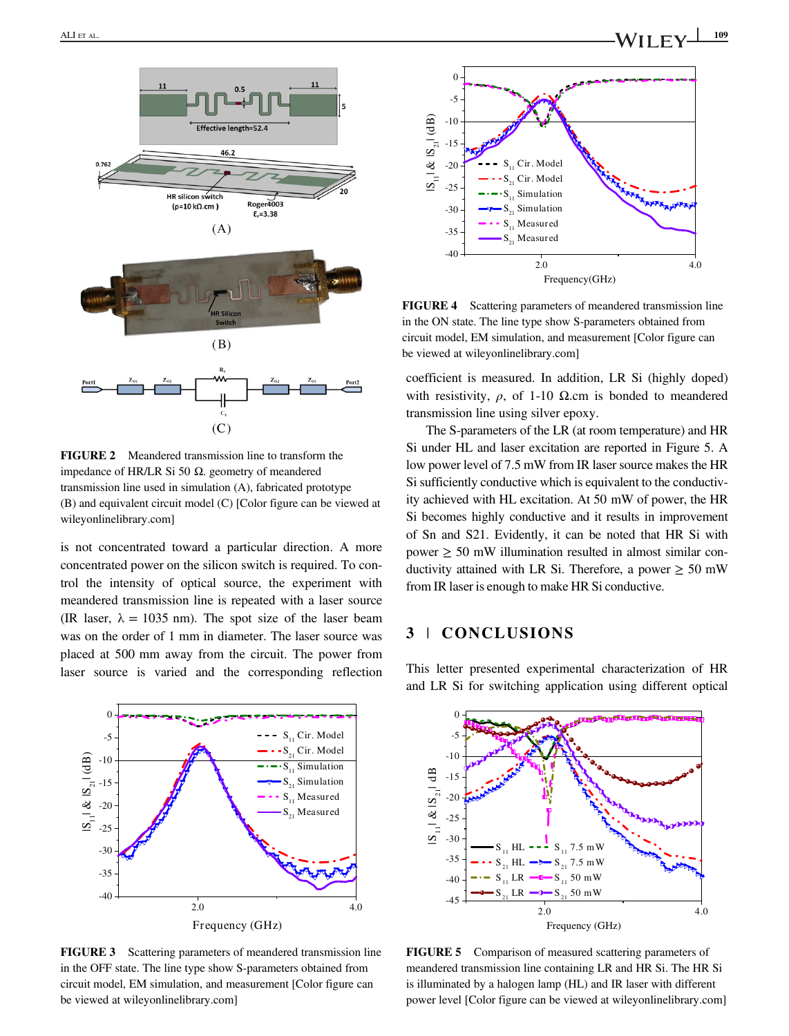11

0.5

11

5

Effective length=52.4

46.2

0.762

20

HR silicon switch
($\rho$=10 k$\Omega$.cm )

Roger4003
$\varepsilon_r$=3.38

(A)

HR Silicon
Switch

(B)

Port1 $Z_{01}$ $Z_{02}$ $R_s$ $C_s$ $Z_{02}$ $Z_{01}$ Port2

(C)

**FIGURE 2** Meandered transmission line to transform the impedance of HR/LR Si 50 Ω. geometry of meandered transmission line used in simulation (A), fabricated prototype (B) and equivalent circuit model (C) [Color figure can be viewed at wileyonlinelibrary.com]

is not concentrated toward a particular direction. A more concentrated power on the silicon switch is required. To control the intensity of optical source, the experiment with meandered transmission line is repeated with a laser source (IR laser, $\lambda$ = 1035 nm). The spot size of the laser beam was on the order of 1 mm in diameter. The laser source was placed at 500 mm away from the circuit. The power from laser source is varied and the corresponding reflection coefficient is measured. In addition, LR Si (highly doped) with resistivity, $\rho$, of 1-10 Ω.cm is bonded to meandered transmission line using silver epoxy.

The S-parameters of the LR (at room temperature) and HR Si under HL and laser excitation are reported in Figure 5. A low power level of 7.5 mW from IR laser source makes the HR Si sufficiently conductive which is equivalent to the conductivity achieved with HL excitation. At 50 mW of power, the HR Si becomes highly conductive and it results in improvement of Sn and S21. Evidently, it can be noted that HR Si with power ≥ 50 mW illumination resulted in almost similar conductivity attained with LR Si. Therefore, a power ≥ 50 mW from IR laser is enough to make HR Si conductive.

|S11| & |S21| (dB)
0
-5
-10
-15
-20
-25
-30
-35
-40
2.0
4.0
Frequency(GHz)
$S_{11}$ Cir. Model
$S_{21}$ Cir. Model
$S_{11}$ Simulation
$S_{21}$ Simulation
$S_{11}$ Measured
$S_{21}$ Measured

**FIGURE 4** Scattering parameters of meandered transmission line in the ON state. The line type show S-parameters obtained from circuit model, EM simulation, and measurement [Color figure can be viewed at wileyonlinelibrary.com]

## 3 | CONCLUSIONS

This letter presented experimental characterization of HR and LR Si for switching application using different optical

|S11| & |S21| (dB)
0
-5
-10
-15
-20
-25
-30
-35
-40
2.0
4.0
Frequency (GHz)
$S_{11}$ Cir. Model
$S_{21}$ Cir. Model
$S_{11}$ Simulation
$S_{21}$ Simulation
$S_{11}$ Measured
$S_{21}$ Measured

**FIGURE 3** Scattering parameters of meandered transmission line in the OFF state. The line type show S-parameters obtained from circuit model, EM simulation, and measurement [Color figure can be viewed at wileyonlinelibrary.com]

|S11| & |S21| dB
0
-5
-10
-15
-20
-25
-30
-35
-40
-45
2.0
4.0
Frequency (GHz)
$S_{11}$ HL
$S_{21}$ HL
$S_{11}$ LR
$S_{21}$ LR
$S_{11}$ 7.5 mW
$S_{21}$ 7.5 mW
$S_{11}$ 50 mW
$S_{21}$ 50 mW

**FIGURE 5** Comparison of measured scattering parameters of meandered transmission line containing LR and HR Si. The HR Si is illuminated by a halogen lamp (HL) and IR laser with different power level [Color figure can be viewed at wileyonlinelibrary.com]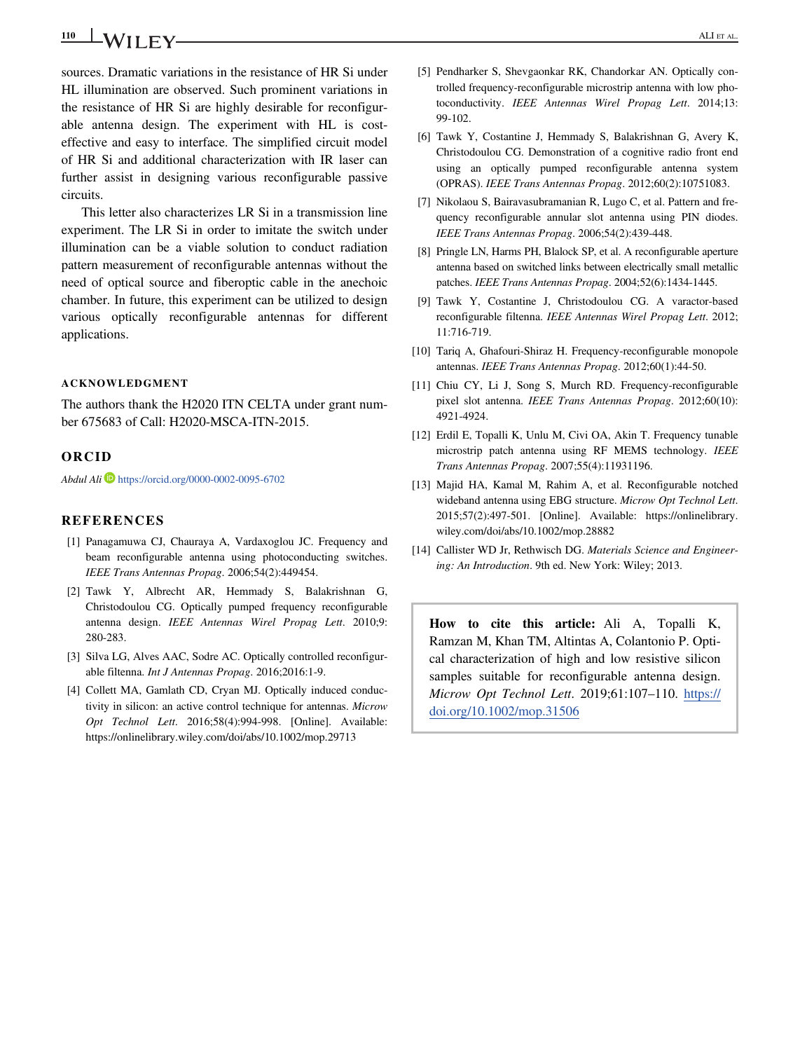sources. Dramatic variations in the resistance of HR Si under HL illumination are observed. Such prominent variations in the resistance of HR Si are highly desirable for reconfigurable antenna design. The experiment with HL is cost-effective and easy to interface. The simplified circuit model of HR Si and additional characterization with IR laser can further assist in designing various reconfigurable passive circuits.

This letter also characterizes LR Si in a transmission line experiment. The LR Si in order to imitate the switch under illumination can be a viable solution to conduct radiation pattern measurement of reconfigurable antennas without the need of optical source and fiberoptic cable in the anechoic chamber. In future, this experiment can be utilized to design various optically reconfigurable antennas for different applications.

## ACKNOWLEDGMENT

The authors thank the H2020 ITN CELTA under grant number 675683 of Call: H2020-MSCA-ITN-2015.

## ORCID

*Abdul Ali* https://orcid.org/0000-0002-0095-6702

## REFERENCES

[1] Panagamuwa CJ, Chauraya A, Vardaxoglou JC. Frequency and beam reconfigurable antenna using photoconducting switches. *IEEE Trans Antennas Propag*. 2006;54(2):449454.

[2] Tawk Y, Albrecht AR, Hemmady S, Balakrishnan G, Christodoulou CG. Optically pumped frequency reconfigurable antenna design. *IEEE Antennas Wirel Propag Lett*. 2010;9: 280-283.

[3] Silva LG, Alves AAC, Sodre AC. Optically controlled reconfigurable filtenna. *Int J Antennas Propag*. 2016;2016:1-9.

[4] Collett MA, Gamlath CD, Cryan MJ. Optically induced conductivity in silicon: an active control technique for antennas. *Microw Opt Technol Lett*. 2016;58(4):994-998. [Online]. Available: https://onlinelibrary.wiley.com/doi/abs/10.1002/mop.29713

[5] Pendharker S, Shevgaonkar RK, Chandorkar AN. Optically controlled frequency-reconfigurable microstrip antenna with low photoconductivity. *IEEE Antennas Wirel Propag Lett*. 2014;13: 99-102.

[6] Tawk Y, Costantine J, Hemmady S, Balakrishnan G, Avery K, Christodoulou CG. Demonstration of a cognitive radio front end using an optically pumped reconfigurable antenna system (OPRAS). *IEEE Trans Antennas Propag*. 2012;60(2):10751083.

[7] Nikolaou S, Bairavasubramanian R, Lugo C, et al. Pattern and frequency reconfigurable annular slot antenna using PIN diodes. *IEEE Trans Antennas Propag*. 2006;54(2):439-448.

[8] Pringle LN, Harms PH, Blalock SP, et al. A reconfigurable aperture antenna based on switched links between electrically small metallic patches. *IEEE Trans Antennas Propag*. 2004;52(6):1434-1445.

[9] Tawk Y, Costantine J, Christodoulou CG. A varactor-based reconfigurable filtenna. *IEEE Antennas Wirel Propag Lett*. 2012; 11:716-719.

[10] Tariq A, Ghafouri-Shiraz H. Frequency-reconfigurable monopole antennas. *IEEE Trans Antennas Propag*. 2012;60(1):44-50.

[11] Chiu CY, Li J, Song S, Murch RD. Frequency-reconfigurable pixel slot antenna. *IEEE Trans Antennas Propag*. 2012;60(10): 4921-4924.

[12] Erdil E, Topalli K, Unlu M, Civi OA, Akin T. Frequency tunable microstrip patch antenna using RF MEMS technology. *IEEE Trans Antennas Propag*. 2007;55(4):11931196.

[13] Majid HA, Kamal M, Rahim A, et al. Reconfigurable notched wideband antenna using EBG structure. *Microw Opt Technol Lett*. 2015;57(2):497-501. [Online]. Available: https://onlinelibrary.wiley.com/doi/abs/10.1002/mop.28882

[14] Callister WD Jr, Rethwisch DG. *Materials Science and Engineering: An Introduction*. 9th ed. New York: Wiley; 2013.

**How to cite this article:** Ali A, Topalli K, Ramzan M, Khan TM, Altintas A, Colantonio P. Optical characterization of high and low resistive silicon samples suitable for reconfigurable antenna design. *Microw Opt Technol Lett*. 2019;61:107–110. https://doi.org/10.1002/mop.31506